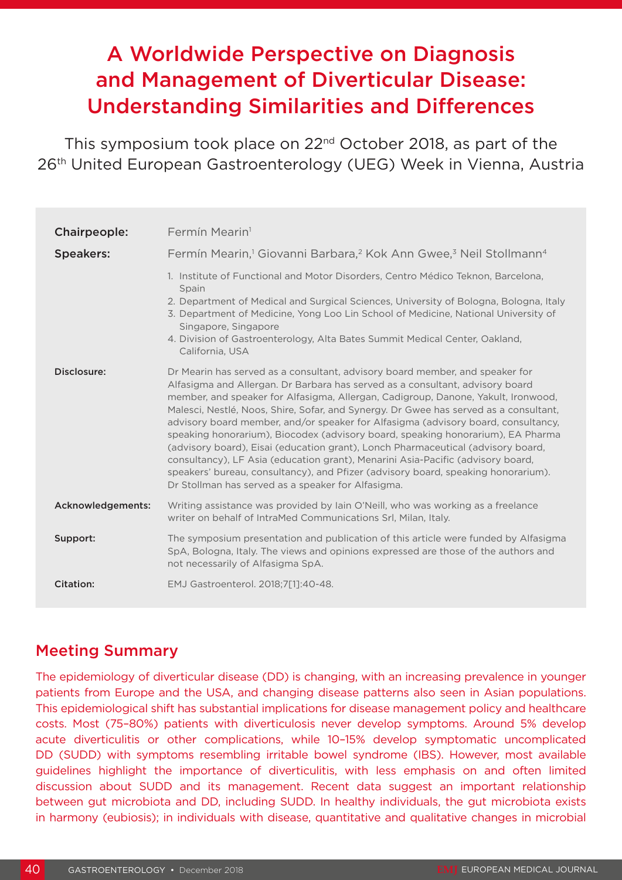# A Worldwide Perspective on Diagnosis and Management of Diverticular Disease: Understanding Similarities and Differences

This symposium took place on 22nd October 2018, as part of the 26th United European Gastroenterology (UEG) Week in Vienna, Austria

**Chairpeople:** Fermín Mearin[1]

**Speakers:** Fermín Mearin,[1] Giovanni Barbara,[2] Kok Ann Gwee,[3] Neil Stollmann[4]

1. Institute of Functional and Motor Disorders, Centro Médico Teknon, Barcelona, Spain
2. Department of Medical and Surgical Sciences, University of Bologna, Bologna, Italy
3. Department of Medicine, Yong Loo Lin School of Medicine, National University of Singapore, Singapore
4. Division of Gastroenterology, Alta Bates Summit Medical Center, Oakland, California, USA

**Disclosure:** Dr Mearin has served as a consultant, advisory board member, and speaker for Alfasigma and Allergan. Dr Barbara has served as a consultant, advisory board member, and speaker for Alfasigma, Allergan, Cadigroup, Danone, Yakult, Ironwood, Malesci, Nestlé, Noos, Shire, Sofar, and Synergy. Dr Gwee has served as a consultant, advisory board member, and/or speaker for Alfasigma (advisory board, consultancy, speaking honorarium), Biocodex (advisory board, speaking honorarium), EA Pharma (advisory board), Eisai (education grant), Lonch Pharmaceutical (advisory board, consultancy), LF Asia (education grant), Menarini Asia-Pacific (advisory board, speakers' bureau, consultancy), and Pfizer (advisory board, speaking honorarium). Dr Stollman has served as a speaker for Alfasigma.

**Acknowledgements:** Writing assistance was provided by Iain O'Neill, who was working as a freelance writer on behalf of IntraMed Communications Srl, Milan, Italy.

**Support:** The symposium presentation and publication of this article were funded by Alfasigma SpA, Bologna, Italy. The views and opinions expressed are those of the authors and not necessarily of Alfasigma SpA.

**Citation:** EMJ Gastroenterol. 2018;7[1]:40-48.

## Meeting Summary

The epidemiology of diverticular disease (DD) is changing, with an increasing prevalence in younger patients from Europe and the USA, and changing disease patterns also seen in Asian populations. This epidemiological shift has substantial implications for disease management policy and healthcare costs. Most (75–80%) patients with diverticulosis never develop symptoms. Around 5% develop acute diverticulitis or other complications, while 10–15% develop symptomatic uncomplicated DD (SUDD) with symptoms resembling irritable bowel syndrome (IBS). However, most available guidelines highlight the importance of diverticulitis, with less emphasis on and often limited discussion about SUDD and its management. Recent data suggest an important relationship between gut microbiota and DD, including SUDD. In healthy individuals, the gut microbiota exists in harmony (eubiosis); in individuals with disease, quantitative and qualitative changes in microbial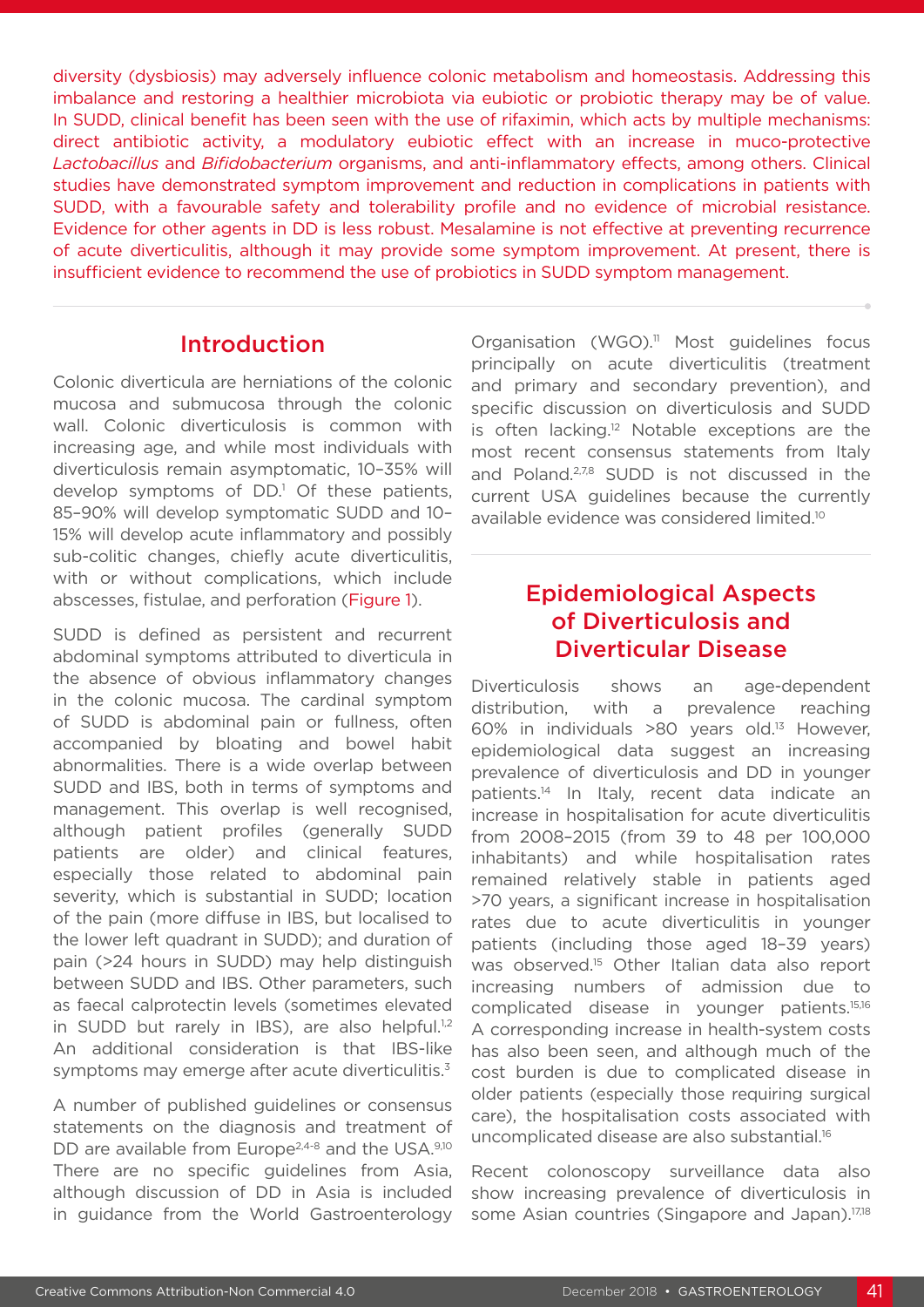diversity (dysbiosis) may adversely influence colonic metabolism and homeostasis. Addressing this imbalance and restoring a healthier microbiota via eubiotic or probiotic therapy may be of value. In SUDD, clinical benefit has been seen with the use of rifaximin, which acts by multiple mechanisms: direct antibiotic activity, a modulatory eubiotic effect with an increase in muco-protective *Lactobacillus* and *Bifidobacterium* organisms, and anti-inflammatory effects, among others. Clinical studies have demonstrated symptom improvement and reduction in complications in patients with SUDD, with a favourable safety and tolerability profile and no evidence of microbial resistance. Evidence for other agents in DD is less robust. Mesalamine is not effective at preventing recurrence of acute diverticulitis, although it may provide some symptom improvement. At present, there is insufficient evidence to recommend the use of probiotics in SUDD symptom management.

## Introduction

Colonic diverticula are herniations of the colonic mucosa and submucosa through the colonic wall. Colonic diverticulosis is common with increasing age, and while most individuals with diverticulosis remain asymptomatic, 10–35% will develop symptoms of DD.[1] Of these patients, 85–90% will develop symptomatic SUDD and 10–15% will develop acute inflammatory and possibly sub-colitic changes, chiefly acute diverticulitis, with or without complications, which include abscesses, fistulae, and perforation (Figure 1).

SUDD is defined as persistent and recurrent abdominal symptoms attributed to diverticula in the absence of obvious inflammatory changes in the colonic mucosa. The cardinal symptom of SUDD is abdominal pain or fullness, often accompanied by bloating and bowel habit abnormalities. There is a wide overlap between SUDD and IBS, both in terms of symptoms and management. This overlap is well recognised, although patient profiles (generally SUDD patients are older) and clinical features, especially those related to abdominal pain severity, which is substantial in SUDD; location of the pain (more diffuse in IBS, but localised to the lower left quadrant in SUDD); and duration of pain (>24 hours in SUDD) may help distinguish between SUDD and IBS. Other parameters, such as faecal calprotectin levels (sometimes elevated in SUDD but rarely in IBS), are also helpful.[1,2] An additional consideration is that IBS-like symptoms may emerge after acute diverticulitis.[3]

A number of published guidelines or consensus statements on the diagnosis and treatment of DD are available from Europe[2,4-8] and the USA.[9,10] There are no specific guidelines from Asia, although discussion of DD in Asia is included in guidance from the World Gastroenterology Organisation (WGO).[11] Most guidelines focus principally on acute diverticulitis (treatment and primary and secondary prevention), and specific discussion on diverticulosis and SUDD is often lacking.[12] Notable exceptions are the most recent consensus statements from Italy and Poland.[2,7,8] SUDD is not discussed in the current USA guidelines because the currently available evidence was considered limited.[10]

## Epidemiological Aspects of Diverticulosis and Diverticular Disease

Diverticulosis shows an age-dependent distribution, with a prevalence reaching 60% in individuals >80 years old.[13] However, epidemiological data suggest an increasing prevalence of diverticulosis and DD in younger patients.[14] In Italy, recent data indicate an increase in hospitalisation for acute diverticulitis from 2008–2015 (from 39 to 48 per 100,000 inhabitants) and while hospitalisation rates remained relatively stable in patients aged >70 years, a significant increase in hospitalisation rates due to acute diverticulitis in younger patients (including those aged 18–39 years) was observed.[15] Other Italian data also report increasing numbers of admission due to complicated disease in younger patients.[15,16] A corresponding increase in health-system costs has also been seen, and although much of the cost burden is due to complicated disease in older patients (especially those requiring surgical care), the hospitalisation costs associated with uncomplicated disease are also substantial.[16]

Recent colonoscopy surveillance data also show increasing prevalence of diverticulosis in some Asian countries (Singapore and Japan).[17,18]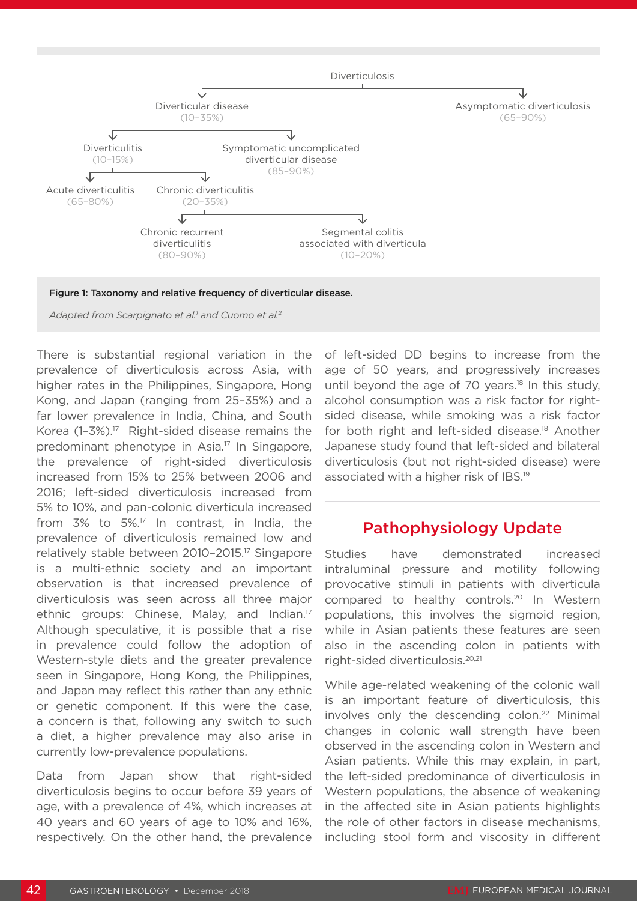- Diverticulosis
  - Diverticular disease (10–35%)
    - Diverticulitis (10–15%)
      - Acute diverticulitis (65–80%)
      - Chronic diverticulitis (20–35%)
        - Chronic recurrent diverticulitis (80–90%)
        - Segmental colitis associated with diverticula (10–20%)
    - Symptomatic uncomplicated diverticular disease (85–90%)
  - Asymptomatic diverticulosis (65–90%)

**Figure 1: Taxonomy and relative frequency of diverticular disease.**

*Adapted from Scarpignato et al.[1] and Cuomo et al.[2]*

There is substantial regional variation in the prevalence of diverticulosis across Asia, with higher rates in the Philippines, Singapore, Hong Kong, and Japan (ranging from 25–35%) and a far lower prevalence in India, China, and South Korea (1–3%).[17] Right-sided disease remains the predominant phenotype in Asia.[17] In Singapore, the prevalence of right-sided diverticulosis increased from 15% to 25% between 2006 and 2016; left-sided diverticulosis increased from 5% to 10%, and pan-colonic diverticula increased from 3% to 5%.[17] In contrast, in India, the prevalence of diverticulosis remained low and relatively stable between 2010–2015.[17] Singapore is a multi-ethnic society and an important observation is that increased prevalence of diverticulosis was seen across all three major ethnic groups: Chinese, Malay, and Indian.[17] Although speculative, it is possible that a rise in prevalence could follow the adoption of Western-style diets and the greater prevalence seen in Singapore, Hong Kong, the Philippines, and Japan may reflect this rather than any ethnic or genetic component. If this were the case, a concern is that, following any switch to such a diet, a higher prevalence may also arise in currently low-prevalence populations.

Data from Japan show that right-sided diverticulosis begins to occur before 39 years of age, with a prevalence of 4%, which increases at 40 years and 60 years of age to 10% and 16%, respectively. On the other hand, the prevalence of left-sided DD begins to increase from the age of 50 years, and progressively increases until beyond the age of 70 years.[18] In this study, alcohol consumption was a risk factor for right-sided disease, while smoking was a risk factor for both right and left-sided disease.[18] Another Japanese study found that left-sided and bilateral diverticulosis (but not right-sided disease) were associated with a higher risk of IBS.[19]

## Pathophysiology Update

Studies have demonstrated increased intraluminal pressure and motility following provocative stimuli in patients with diverticula compared to healthy controls.[20] In Western populations, this involves the sigmoid region, while in Asian patients these features are seen also in the ascending colon in patients with right-sided diverticulosis.[20,21]

While age-related weakening of the colonic wall is an important feature of diverticulosis, this involves only the descending colon.[22] Minimal changes in colonic wall strength have been observed in the ascending colon in Western and Asian patients. While this may explain, in part, the left-sided predominance of diverticulosis in Western populations, the absence of weakening in the affected site in Asian patients highlights the role of other factors in disease mechanisms, including stool form and viscosity in different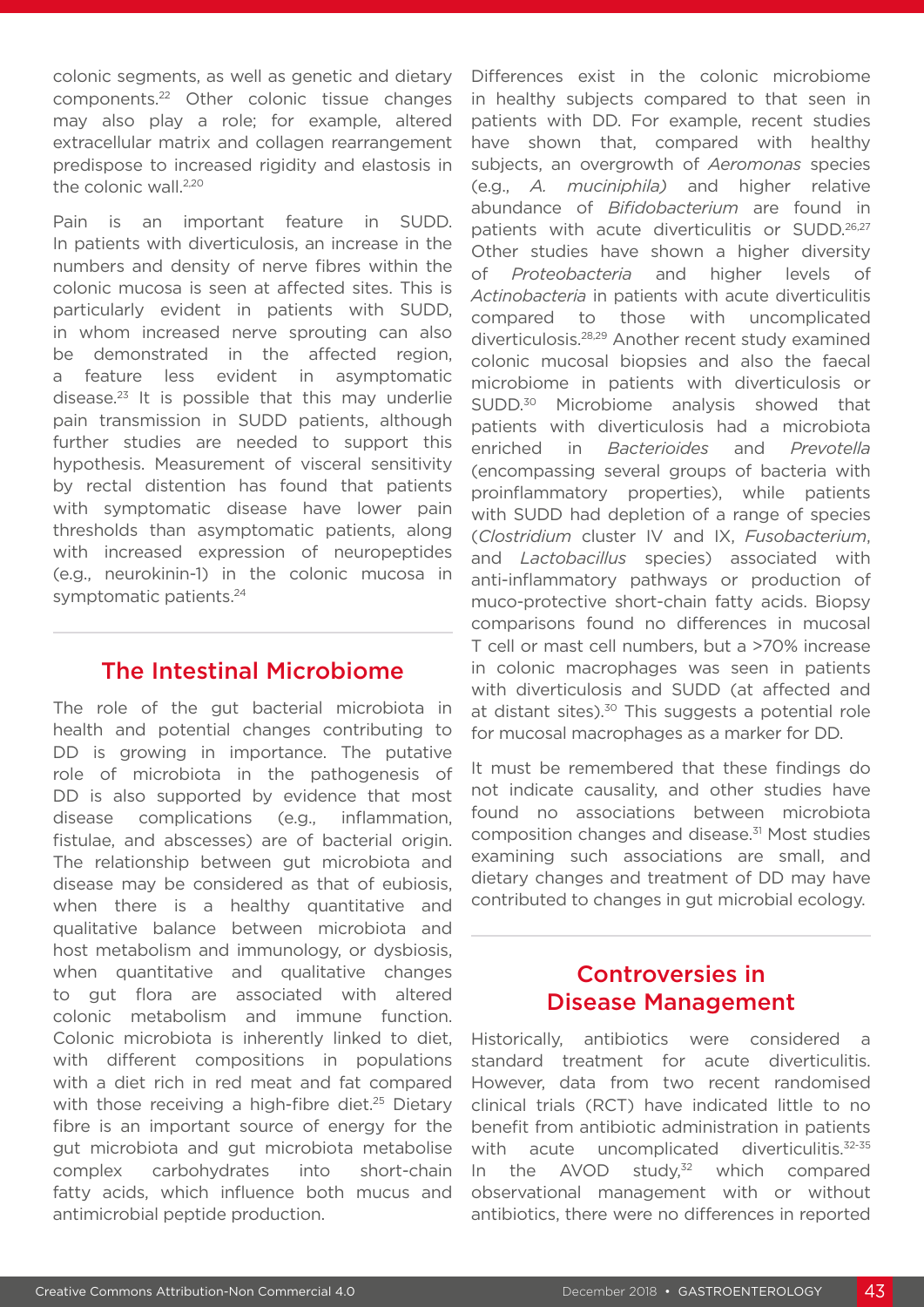colonic segments, as well as genetic and dietary components.[22] Other colonic tissue changes may also play a role; for example, altered extracellular matrix and collagen rearrangement predispose to increased rigidity and elastosis in the colonic wall.[2,20]

Pain is an important feature in SUDD. In patients with diverticulosis, an increase in the numbers and density of nerve fibres within the colonic mucosa is seen at affected sites. This is particularly evident in patients with SUDD, in whom increased nerve sprouting can also be demonstrated in the affected region, a feature less evident in asymptomatic disease.[23] It is possible that this may underlie pain transmission in SUDD patients, although further studies are needed to support this hypothesis. Measurement of visceral sensitivity by rectal distention has found that patients with symptomatic disease have lower pain thresholds than asymptomatic patients, along with increased expression of neuropeptides (e.g., neurokinin-1) in the colonic mucosa in symptomatic patients.[24]

## The Intestinal Microbiome

The role of the gut bacterial microbiota in health and potential changes contributing to DD is growing in importance. The putative role of microbiota in the pathogenesis of DD is also supported by evidence that most disease complications (e.g., inflammation, fistulae, and abscesses) are of bacterial origin. The relationship between gut microbiota and disease may be considered as that of eubiosis, when there is a healthy quantitative and qualitative balance between microbiota and host metabolism and immunology, or dysbiosis, when quantitative and qualitative changes to gut flora are associated with altered colonic metabolism and immune function. Colonic microbiota is inherently linked to diet, with different compositions in populations with a diet rich in red meat and fat compared with those receiving a high-fibre diet.[25] Dietary fibre is an important source of energy for the gut microbiota and gut microbiota metabolise complex carbohydrates into short-chain fatty acids, which influence both mucus and antimicrobial peptide production.

Differences exist in the colonic microbiome in healthy subjects compared to that seen in patients with DD. For example, recent studies have shown that, compared with healthy subjects, an overgrowth of *Aeromonas* species (e.g., *A. muciniphila)* and higher relative abundance of *Bifidobacterium* are found in patients with acute diverticulitis or SUDD.[26,27] Other studies have shown a higher diversity of *Proteobacteria* and higher levels of *Actinobacteria* in patients with acute diverticulitis compared to those with uncomplicated diverticulosis.[28,29] Another recent study examined colonic mucosal biopsies and also the faecal microbiome in patients with diverticulosis or SUDD.[30] Microbiome analysis showed that patients with diverticulosis had a microbiota enriched in *Bacterioides* and *Prevotella* (encompassing several groups of bacteria with proinflammatory properties), while patients with SUDD had depletion of a range of species (*Clostridium* cluster IV and IX, *Fusobacterium*, and *Lactobacillus* species) associated with anti-inflammatory pathways or production of muco-protective short-chain fatty acids. Biopsy comparisons found no differences in mucosal T cell or mast cell numbers, but a >70% increase in colonic macrophages was seen in patients with diverticulosis and SUDD (at affected and at distant sites).[30] This suggests a potential role for mucosal macrophages as a marker for DD.

It must be remembered that these findings do not indicate causality, and other studies have found no associations between microbiota composition changes and disease.[31] Most studies examining such associations are small, and dietary changes and treatment of DD may have contributed to changes in gut microbial ecology.

## Controversies in Disease Management

Historically, antibiotics were considered a standard treatment for acute diverticulitis. However, data from two recent randomised clinical trials (RCT) have indicated little to no benefit from antibiotic administration in patients with acute uncomplicated diverticulitis.[32-35] In the AVOD study,[32] which compared observational management with or without antibiotics, there were no differences in reported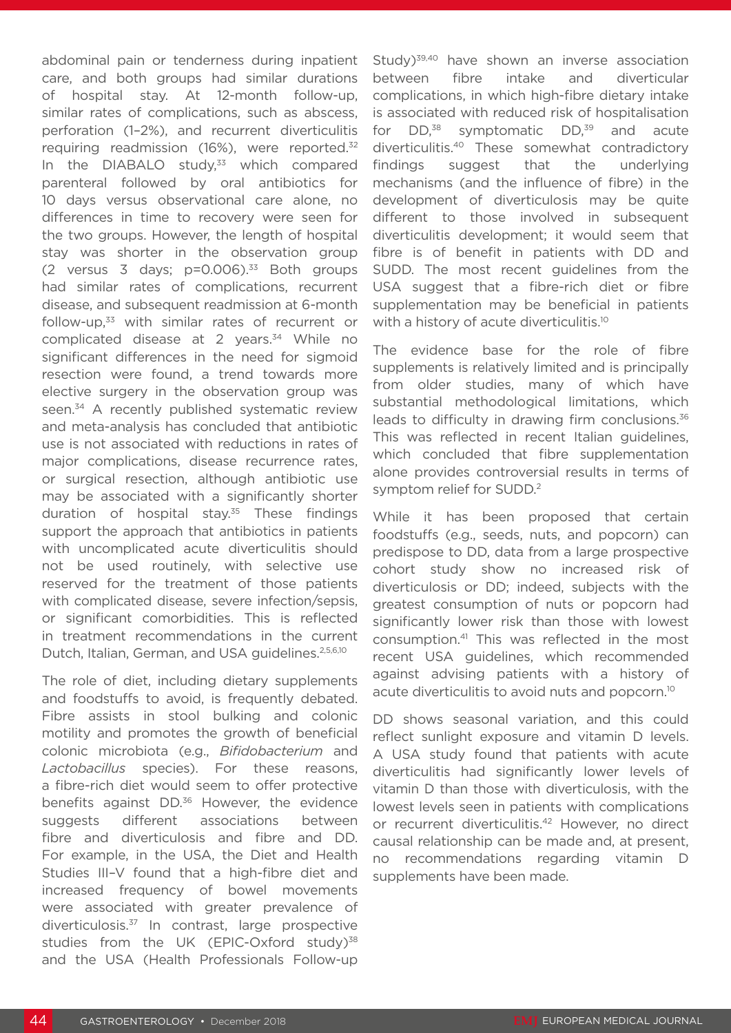abdominal pain or tenderness during inpatient care, and both groups had similar durations of hospital stay. At 12-month follow-up, similar rates of complications, such as abscess, perforation (1–2%), and recurrent diverticulitis requiring readmission (16%), were reported.[32] In the DIABALO study,[33] which compared parenteral followed by oral antibiotics for 10 days versus observational care alone, no differences in time to recovery were seen for the two groups. However, the length of hospital stay was shorter in the observation group (2 versus 3 days; $p=0.006$).[33] Both groups had similar rates of complications, recurrent disease, and subsequent readmission at 6-month follow-up,[33] with similar rates of recurrent or complicated disease at 2 years.[34] While no significant differences in the need for sigmoid resection were found, a trend towards more elective surgery in the observation group was seen.[34] A recently published systematic review and meta-analysis has concluded that antibiotic use is not associated with reductions in rates of major complications, disease recurrence rates, or surgical resection, although antibiotic use may be associated with a significantly shorter duration of hospital stay.[35] These findings support the approach that antibiotics in patients with uncomplicated acute diverticulitis should not be used routinely, with selective use reserved for the treatment of those patients with complicated disease, severe infection/sepsis, or significant comorbidities. This is reflected in treatment recommendations in the current Dutch, Italian, German, and USA guidelines.[2,5,6,10]

The role of diet, including dietary supplements and foodstuffs to avoid, is frequently debated. Fibre assists in stool bulking and colonic motility and promotes the growth of beneficial colonic microbiota (e.g., *Bifidobacterium* and *Lactobacillus* species). For these reasons, a fibre-rich diet would seem to offer protective benefits against DD.[36] However, the evidence suggests different associations between fibre and diverticulosis and fibre and DD. For example, in the USA, the Diet and Health Studies III–V found that a high-fibre diet and increased frequency of bowel movements were associated with greater prevalence of diverticulosis.[37] In contrast, large prospective studies from the UK (EPIC-Oxford study)[38] and the USA (Health Professionals Follow-up Study)[39,40] have shown an inverse association between fibre intake and diverticular complications, in which high-fibre dietary intake is associated with reduced risk of hospitalisation for DD,[38] symptomatic DD,[39] and acute diverticulitis.[40] These somewhat contradictory findings suggest that the underlying mechanisms (and the influence of fibre) in the development of diverticulosis may be quite different to those involved in subsequent diverticulitis development; it would seem that fibre is of benefit in patients with DD and SUDD. The most recent guidelines from the USA suggest that a fibre-rich diet or fibre supplementation may be beneficial in patients with a history of acute diverticulitis.[10]

The evidence base for the role of fibre supplements is relatively limited and is principally from older studies, many of which have substantial methodological limitations, which leads to difficulty in drawing firm conclusions.[36] This was reflected in recent Italian guidelines, which concluded that fibre supplementation alone provides controversial results in terms of symptom relief for SUDD.[2]

While it has been proposed that certain foodstuffs (e.g., seeds, nuts, and popcorn) can predispose to DD, data from a large prospective cohort study show no increased risk of diverticulosis or DD; indeed, subjects with the greatest consumption of nuts or popcorn had significantly lower risk than those with lowest consumption.[41] This was reflected in the most recent USA guidelines, which recommended against advising patients with a history of acute diverticulitis to avoid nuts and popcorn.[10]

DD shows seasonal variation, and this could reflect sunlight exposure and vitamin D levels. A USA study found that patients with acute diverticulitis had significantly lower levels of vitamin D than those with diverticulosis, with the lowest levels seen in patients with complications or recurrent diverticulitis.[42] However, no direct causal relationship can be made and, at present, no recommendations regarding vitamin D supplements have been made.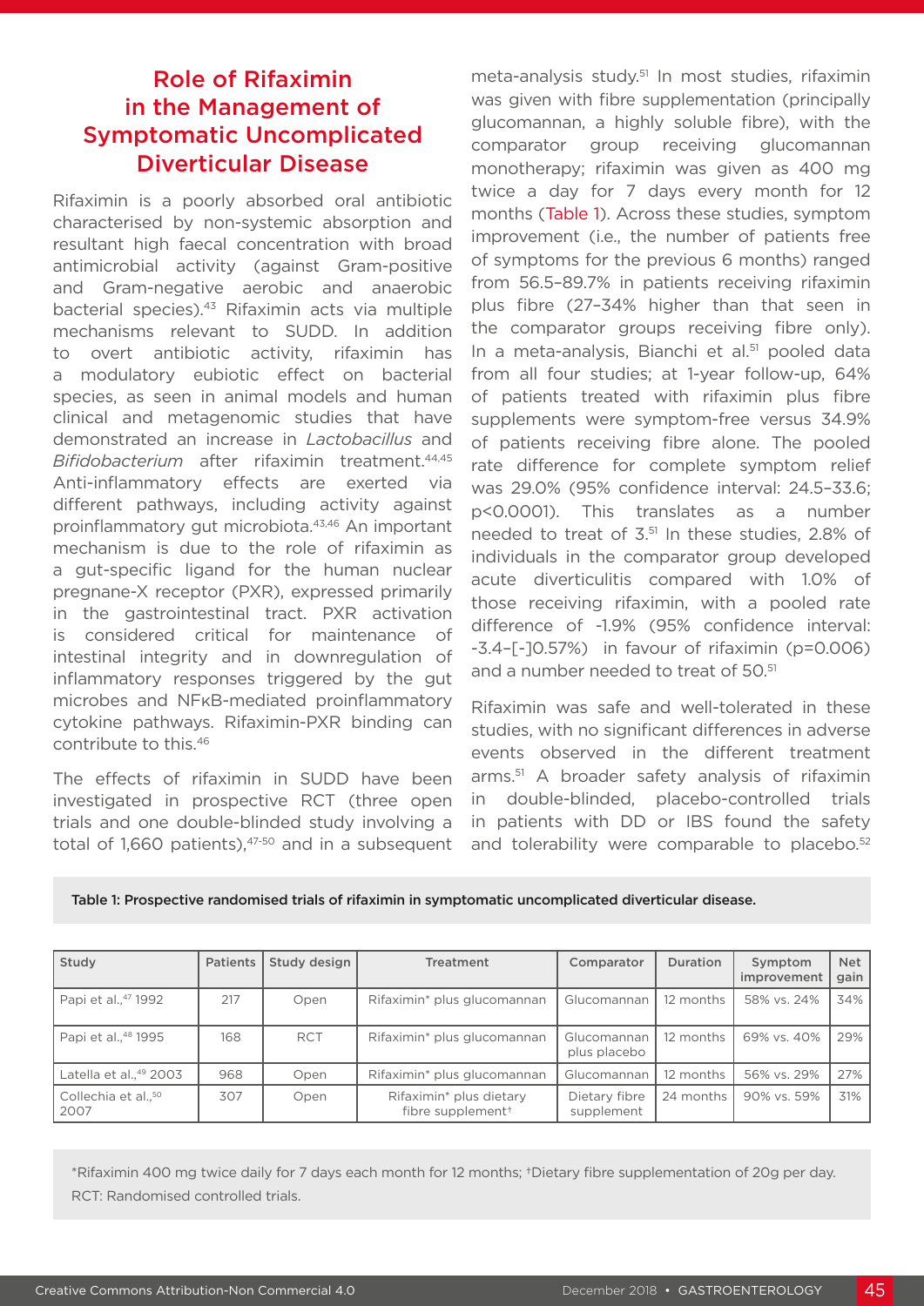## Role of Rifaximin in the Management of Symptomatic Uncomplicated Diverticular Disease

Rifaximin is a poorly absorbed oral antibiotic characterised by non-systemic absorption and resultant high faecal concentration with broad antimicrobial activity (against Gram-positive and Gram-negative aerobic and anaerobic bacterial species).[43] Rifaximin acts via multiple mechanisms relevant to SUDD. In addition to overt antibiotic activity, rifaximin has a modulatory eubiotic effect on bacterial species, as seen in animal models and human clinical and metagenomic studies that have demonstrated an increase in *Lactobacillus* and *Bifidobacterium* after rifaximin treatment.[44,45] Anti-inflammatory effects are exerted via different pathways, including activity against proinflammatory gut microbiota.[43,46] An important mechanism is due to the role of rifaximin as a gut-specific ligand for the human nuclear pregnane-X receptor (PXR), expressed primarily in the gastrointestinal tract. PXR activation is considered critical for maintenance of intestinal integrity and in downregulation of inflammatory responses triggered by the gut microbes and NFκB-mediated proinflammatory cytokine pathways. Rifaximin-PXR binding can contribute to this.[46]

The effects of rifaximin in SUDD have been investigated in prospective RCT (three open trials and one double-blinded study involving a total of 1,660 patients),[47-50] and in a subsequent meta-analysis study.[51] In most studies, rifaximin was given with fibre supplementation (principally glucomannan, a highly soluble fibre), with the comparator group receiving glucomannan monotherapy; rifaximin was given as 400 mg twice a day for 7 days every month for 12 months (Table 1). Across these studies, symptom improvement (i.e., the number of patients free of symptoms for the previous 6 months) ranged from 56.5–89.7% in patients receiving rifaximin plus fibre (27–34% higher than that seen in the comparator groups receiving fibre only). In a meta-analysis, Bianchi et al.[51] pooled data from all four studies; at 1-year follow-up, 64% of patients treated with rifaximin plus fibre supplements were symptom-free versus 34.9% of patients receiving fibre alone. The pooled rate difference for complete symptom relief was 29.0% (95% confidence interval: 24.5–33.6; p<0.0001). This translates as a number needed to treat of 3.[51] In these studies, 2.8% of individuals in the comparator group developed acute diverticulitis compared with 1.0% of those receiving rifaximin, with a pooled rate difference of -1.9% (95% confidence interval: -3.4–[-]0.57%) in favour of rifaximin (p=0.006) and a number needed to treat of 50.[51]

Rifaximin was safe and well-tolerated in these studies, with no significant differences in adverse events observed in the different treatment arms.[51] A broader safety analysis of rifaximin in double-blinded, placebo-controlled trials in patients with DD or IBS found the safety and tolerability were comparable to placebo.[52]

**Table 1: Prospective randomised trials of rifaximin in symptomatic uncomplicated diverticular disease.**

| Study | Patients | Study design | Treatment | Comparator | Duration | Symptom improvement | Net gain |
|---|---|---|---|---|---|---|---|
| Papi et al.,[47] 1992 | 217 | Open | Rifaximin* plus glucomannan | Glucomannan | 12 months | 58% vs. 24% | 34% |
| Papi et al.,[48] 1995 | 168 | RCT | Rifaximin* plus glucomannan | Glucomannan plus placebo | 12 months | 69% vs. 40% | 29% |
| Latella et al.,[49] 2003 | 968 | Open | Rifaximin* plus glucomannan | Glucomannan | 12 months | 56% vs. 29% | 27% |
| Collechia et al.,[50] 2007 | 307 | Open | Rifaximin* plus dietary fibre supplement† | Dietary fibre supplement | 24 months | 90% vs. 59% | 31% |

*Rifaximin 400 mg twice daily for 7 days each month for 12 months; †Dietary fibre supplementation of 20g per day.
RCT: Randomised controlled trials.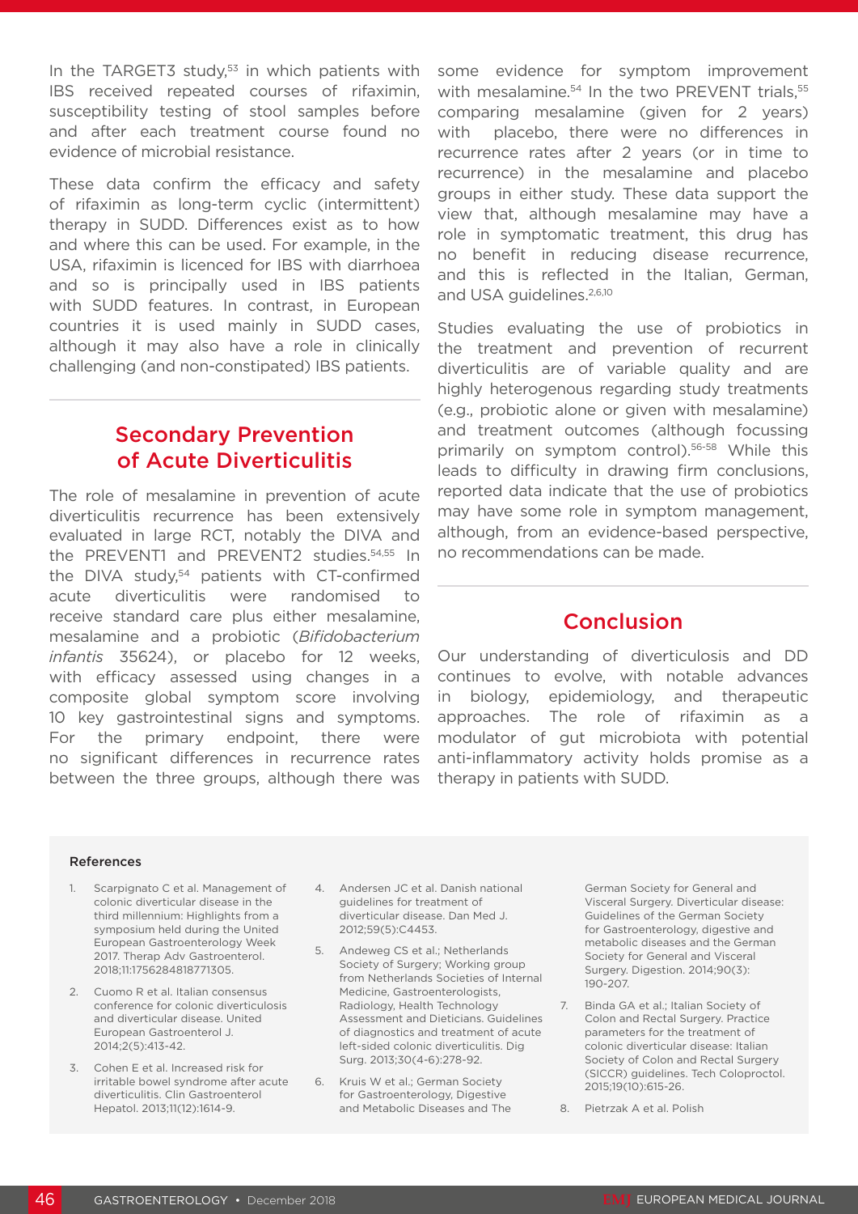In the TARGET3 study,[53] in which patients with IBS received repeated courses of rifaximin, susceptibility testing of stool samples before and after each treatment course found no evidence of microbial resistance.

These data confirm the efficacy and safety of rifaximin as long-term cyclic (intermittent) therapy in SUDD. Differences exist as to how and where this can be used. For example, in the USA, rifaximin is licenced for IBS with diarrhoea and so is principally used in IBS patients with SUDD features. In contrast, in European countries it is used mainly in SUDD cases, although it may also have a role in clinically challenging (and non-constipated) IBS patients.

## Secondary Prevention of Acute Diverticulitis

The role of mesalamine in prevention of acute diverticulitis recurrence has been extensively evaluated in large RCT, notably the DIVA and the PREVENT1 and PREVENT2 studies.[54,55] In the DIVA study,[54] patients with CT-confirmed acute diverticulitis were randomised to receive standard care plus either mesalamine, mesalamine and a probiotic (*Bifidobacterium infantis* 35624), or placebo for 12 weeks, with efficacy assessed using changes in a composite global symptom score involving 10 key gastrointestinal signs and symptoms. For the primary endpoint, there were no significant differences in recurrence rates between the three groups, although there was some evidence for symptom improvement with mesalamine.[54] In the two PREVENT trials,[55] comparing mesalamine (given for 2 years) with placebo, there were no differences in recurrence rates after 2 years (or in time to recurrence) in the mesalamine and placebo groups in either study. These data support the view that, although mesalamine may have a role in symptomatic treatment, this drug has no benefit in reducing disease recurrence, and this is reflected in the Italian, German, and USA guidelines.[2,6,10]

Studies evaluating the use of probiotics in the treatment and prevention of recurrent diverticulitis are of variable quality and are highly heterogenous regarding study treatments (e.g., probiotic alone or given with mesalamine) and treatment outcomes (although focussing primarily on symptom control).[56-58] While this leads to difficulty in drawing firm conclusions, reported data indicate that the use of probiotics may have some role in symptom management, although, from an evidence-based perspective, no recommendations can be made.

## Conclusion

Our understanding of diverticulosis and DD continues to evolve, with notable advances in biology, epidemiology, and therapeutic approaches. The role of rifaximin as a modulator of gut microbiota with potential anti-inflammatory activity holds promise as a therapy in patients with SUDD.

### References

1. Scarpignato C et al. Management of colonic diverticular disease in the third millennium: Highlights from a symposium held during the United European Gastroenterology Week 2017. Therap Adv Gastroenterol. 2018;11:1756284818771305.
2. Cuomo R et al. Italian consensus conference for colonic diverticulosis and diverticular disease. United European Gastroenterol J. 2014;2(5):413-42.
3. Cohen E et al. Increased risk for irritable bowel syndrome after acute diverticulitis. Clin Gastroenterol Hepatol. 2013;11(12):1614-9.
4. Andersen JC et al. Danish national guidelines for treatment of diverticular disease. Dan Med J. 2012;59(5):C4453.
5. Andeweg CS et al.; Netherlands Society of Surgery; Working group from Netherlands Societies of Internal Medicine, Gastroenterologists, Radiology, Health Technology Assessment and Dieticians. Guidelines of diagnostics and treatment of acute left-sided colonic diverticulitis. Dig Surg. 2013;30(4-6):278-92.
6. Kruis W et al.; German Society for Gastroenterology, Digestive and Metabolic Diseases and The German Society for General and Visceral Surgery. Diverticular disease: Guidelines of the German Society for Gastroenterology, digestive and metabolic diseases and the German Society for General and Visceral Surgery. Digestion. 2014;90(3):190-207.
7. Binda GA et al.; Italian Society of Colon and Rectal Surgery. Practice parameters for the treatment of colonic diverticular disease: Italian Society of Colon and Rectal Surgery (SICCR) guidelines. Tech Coloproctol. 2015;19(10):615-26.
8. Pietrzak A et al. Polish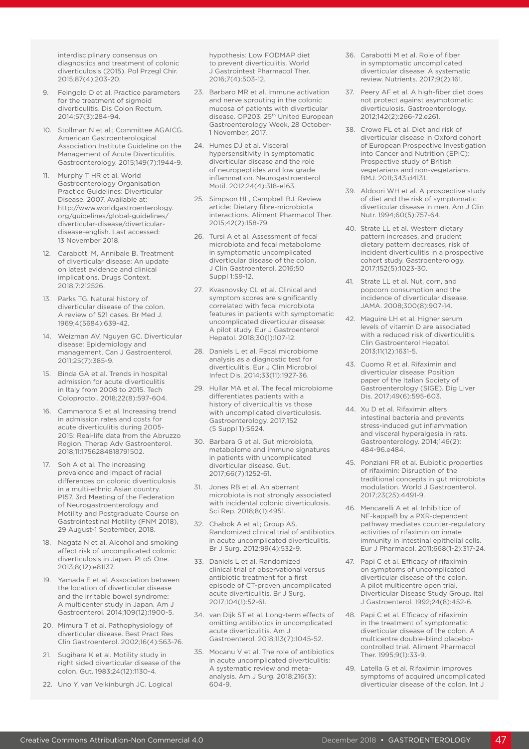interdisciplinary consensus on diagnostics and treatment of colonic diverticulosis (2015). Pol Przegl Chir. 2015;87(4):203-20.

9. Feingold D et al. Practice parameters for the treatment of sigmoid diverticulitis. Dis Colon Rectum. 2014;57(3):284-94.
10. Stollman N et al.; Committee AGAICG. American Gastroenterological Association Institute Guideline on the Management of Acute Diverticulitis. Gastroenterology. 2015;149(7):1944-9.
11. Murphy T HR et al. World Gastroenterology Organisation Practice Guidelines: Diverticular Disease. 2007. Available at: http://www.worldgastroenterology.org/guidelines/global-guidelines/diverticular-disease/diverticular-disease-english. Last accessed: 13 November 2018.
12. Carabotti M, Annibale B. Treatment of diverticular disease: An update on latest evidence and clinical implications. Drugs Context. 2018;7:212526.
13. Parks TG. Natural history of diverticular disease of the colon. A review of 521 cases. Br Med J. 1969;4(5684):639-42.
14. Weizman AV, Nguyen GC. Diverticular disease: Epidemiology and management. Can J Gastroenterol. 2011;25(7):385-9.
15. Binda GA et al. Trends in hospital admission for acute diverticulitis in Italy from 2008 to 2015. Tech Coloproctol. 2018;22(8):597-604.
16. Cammarota S et al. Increasing trend in admission rates and costs for acute diverticulitis during 2005-2015: Real-life data from the Abruzzo Region. Therap Adv Gastroenterol. 2018;11:1756284818791502.
17. Soh A et al. The increasing prevalence and impact of racial differences on colonic diverticulosis in a multi-ethnic Asian country. P157. 3rd Meeting of the Federation of Neurogastroenterology and Motility and Postgraduate Course on Gastrointestinal Motility (FNM 2018), 29 August-1 September, 2018.
18. Nagata N et al. Alcohol and smoking affect risk of uncomplicated colonic diverticulosis in Japan. PLoS One. 2013;8(12):e81137.
19. Yamada E et al. Association between the location of diverticular disease and the irritable bowel syndrome: A multicenter study in Japan. Am J Gastroenterol. 2014;109(12):1900-5.
20. Mimura T et al. Pathophysiology of diverticular disease. Best Pract Res Clin Gastroenterol. 2002;16(4):563-76.
21. Sugihara K et al. Motility study in right sided diverticular disease of the colon. Gut. 1983;24(12):1130-4.
22. Uno Y, van Velkinburgh JC. Logical hypothesis: Low FODMAP diet to prevent diverticulitis. World J Gastrointest Pharmacol Ther. 2016;7(4):503-12.
23. Barbaro MR et al. Immune activation and nerve sprouting in the colonic mucosa of patients with diverticular disease. OP203. 25th United European Gastroenterology Week, 28 October-1 November, 2017.
24. Humes DJ et al. Visceral hypersensitivity in symptomatic diverticular disease and the role of neuropeptides and low grade inflammation. Neurogastroenterol Motil. 2012;24(4):318-e163.
25. Simpson HL, Campbell BJ. Review article: Dietary fibre-microbiota interactions. Aliment Pharmacol Ther. 2015;42(2):158-79.
26. Tursi A et al. Assessment of fecal microbiota and fecal metabolome in symptomatic uncomplicated diverticular disease of the colon. J Clin Gastroenterol. 2016;50 Suppl 1:S9-12.
27. Kvasnovsky CL et al. Clinical and symptom scores are significantly correlated with fecal microbiota features in patients with symptomatic uncomplicated diverticular disease: A pilot study. Eur J Gastroenterol Hepatol. 2018;30(1):107-12.
28. Daniels L et al. Fecal microbiome analysis as a diagnostic test for diverticulitis. Eur J Clin Microbiol Infect Dis. 2014;33(11):1927-36.
29. Hullar MA et al. The fecal microbiome differentiates patients with a history of diverticulitis vs those with uncomplicated diverticulosis. Gastroenterology. 2017;152 (5 Suppl 1):S624.
30. Barbara G et al. Gut microbiota, metabolome and immune signatures in patients with uncomplicated diverticular disease. Gut. 2017;66(7):1252-61.
31. Jones RB et al. An aberrant microbiota is not strongly associated with incidental colonic diverticulosis. Sci Rep. 2018;8(1):4951.
32. Chabok A et al.; Group AS. Randomized clinical trial of antibiotics in acute uncomplicated diverticulitis. Br J Surg. 2012;99(4):532-9.
33. Daniels L et al. Randomized clinical trial of observational versus antibiotic treatment for a first episode of CT-proven uncomplicated acute diverticulitis. Br J Surg. 2017;104(1):52-61.
34. van Dijk ST et al. Long-term effects of omitting antibiotics in uncomplicated acute diverticulitis. Am J Gastroenterol. 2018;113(7):1045-52.
35. Mocanu V et al. The role of antibiotics in acute uncomplicated diverticulitis: A systematic review and meta-analysis. Am J Surg. 2018;216(3):604-9.
36. Carabotti M et al. Role of fiber in symptomatic uncomplicated diverticular disease: A systematic review. Nutrients. 2017;9(2):161.
37. Peery AF et al. A high-fiber diet does not protect against asymptomatic diverticulosis. Gastroenterology. 2012;142(2):266-72.e261.
38. Crowe FL et al. Diet and risk of diverticular disease in Oxford cohort of European Prospective Investigation into Cancer and Nutrition (EPIC): Prospective study of British vegetarians and non-vegetarians. BMJ. 2011;343:d4131.
39. Aldoori WH et al. A prospective study of diet and the risk of symptomatic diverticular disease in men. Am J Clin Nutr. 1994;60(5):757-64.
40. Strate LL et al. Western dietary pattern increases, and prudent dietary pattern decreases, risk of incident diverticulitis in a prospective cohort study. Gastroenterology. 2017;152(5):1023-30.
41. Strate LL et al. Nut, corn, and popcorn consumption and the incidence of diverticular disease. JAMA. 2008;300(8):907-14.
42. Maguire LH et al. Higher serum levels of vitamin D are associated with a reduced risk of diverticulitis. Clin Gastroenterol Hepatol. 2013;11(12):1631-5.
43. Cuomo R et al. Rifaximin and diverticular disease: Position paper of the Italian Society of Gastroenterology (SIGE). Dig Liver Dis. 2017;49(6):595-603.
44. Xu D et al. Rifaximin alters intestinal bacteria and prevents stress-induced gut inflammation and visceral hyperalgesia in rats. Gastroenterology. 2014;146(2):484-96.e484.
45. Ponziani FR et al. Eubiotic properties of rifaximin: Disruption of the traditional concepts in gut microbiota modulation. World J Gastroenterol. 2017;23(25):4491-9.
46. Mencarelli A et al. Inhibition of NF-kappaB by a PXR-dependent pathway mediates counter-regulatory activities of rifaximin on innate immunity in intestinal epithelial cells. Eur J Pharmacol. 2011;668(1-2):317-24.
47. Papi C et al. Efficacy of rifaximin on symptoms of uncomplicated diverticular disease of the colon. A pilot multicentre open trial. Diverticular Disease Study Group. Ital J Gastroenterol. 1992;24(8):452-6.
48. Papi C et al. Efficacy of rifaximin in the treatment of symptomatic diverticular disease of the colon. A multicentre double-blind placebo-controlled trial. Aliment Pharmacol Ther. 1995;9(1):33-9.
49. Latella G et al. Rifaximin improves symptoms of acquired uncomplicated diverticular disease of the colon. Int J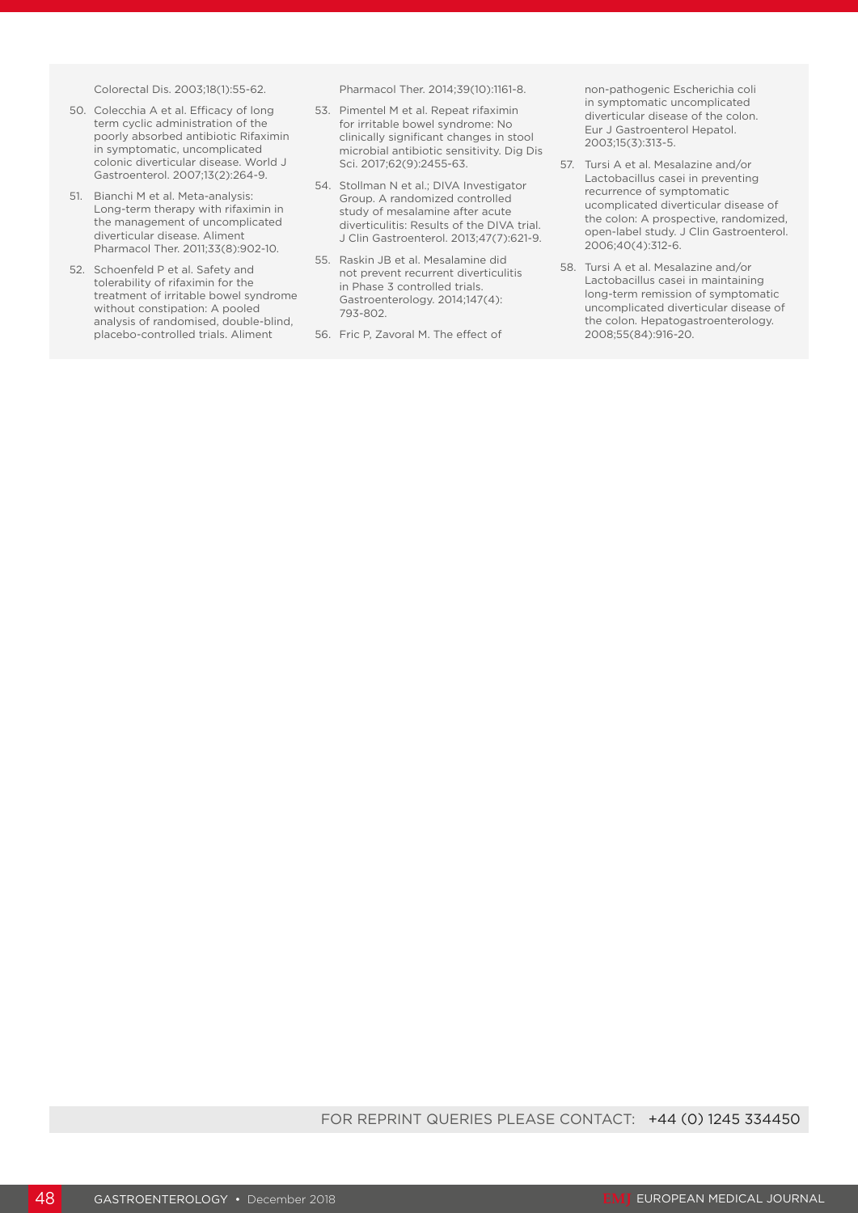Colorectal Dis. 2003;18(1):55-62.

50. Colecchia A et al. Efficacy of long term cyclic administration of the poorly absorbed antibiotic Rifaximin in symptomatic, uncomplicated colonic diverticular disease. World J Gastroenterol. 2007;13(2):264-9.
51. Bianchi M et al. Meta-analysis: Long-term therapy with rifaximin in the management of uncomplicated diverticular disease. Aliment Pharmacol Ther. 2011;33(8):902-10.
52. Schoenfeld P et al. Safety and tolerability of rifaximin for the treatment of irritable bowel syndrome without constipation: A pooled analysis of randomised, double-blind, placebo-controlled trials. Aliment Pharmacol Ther. 2014;39(10):1161-8.
53. Pimentel M et al. Repeat rifaximin for irritable bowel syndrome: No clinically significant changes in stool microbial antibiotic sensitivity. Dig Dis Sci. 2017;62(9):2455-63.
54. Stollman N et al.; DIVA Investigator Group. A randomized controlled study of mesalamine after acute diverticulitis: Results of the DIVA trial. J Clin Gastroenterol. 2013;47(7):621-9.
55. Raskin JB et al. Mesalamine did not prevent recurrent diverticulitis in Phase 3 controlled trials. Gastroenterology. 2014;147(4): 793-802.
56. Fric P, Zavoral M. The effect of non-pathogenic Escherichia coli in symptomatic uncomplicated diverticular disease of the colon. Eur J Gastroenterol Hepatol. 2003;15(3):313-5.
57. Tursi A et al. Mesalazine and/or Lactobacillus casei in preventing recurrence of symptomatic ucomplicated diverticular disease of the colon: A prospective, randomized, open-label study. J Clin Gastroenterol. 2006;40(4):312-6.
58. Tursi A et al. Mesalazine and/or Lactobacillus casei in maintaining long-term remission of symptomatic uncomplicated diverticular disease of the colon. Hepatogastroenterology. 2008;55(84):916-20.

FOR REPRINT QUERIES PLEASE CONTACT: +44 (0) 1245 334450